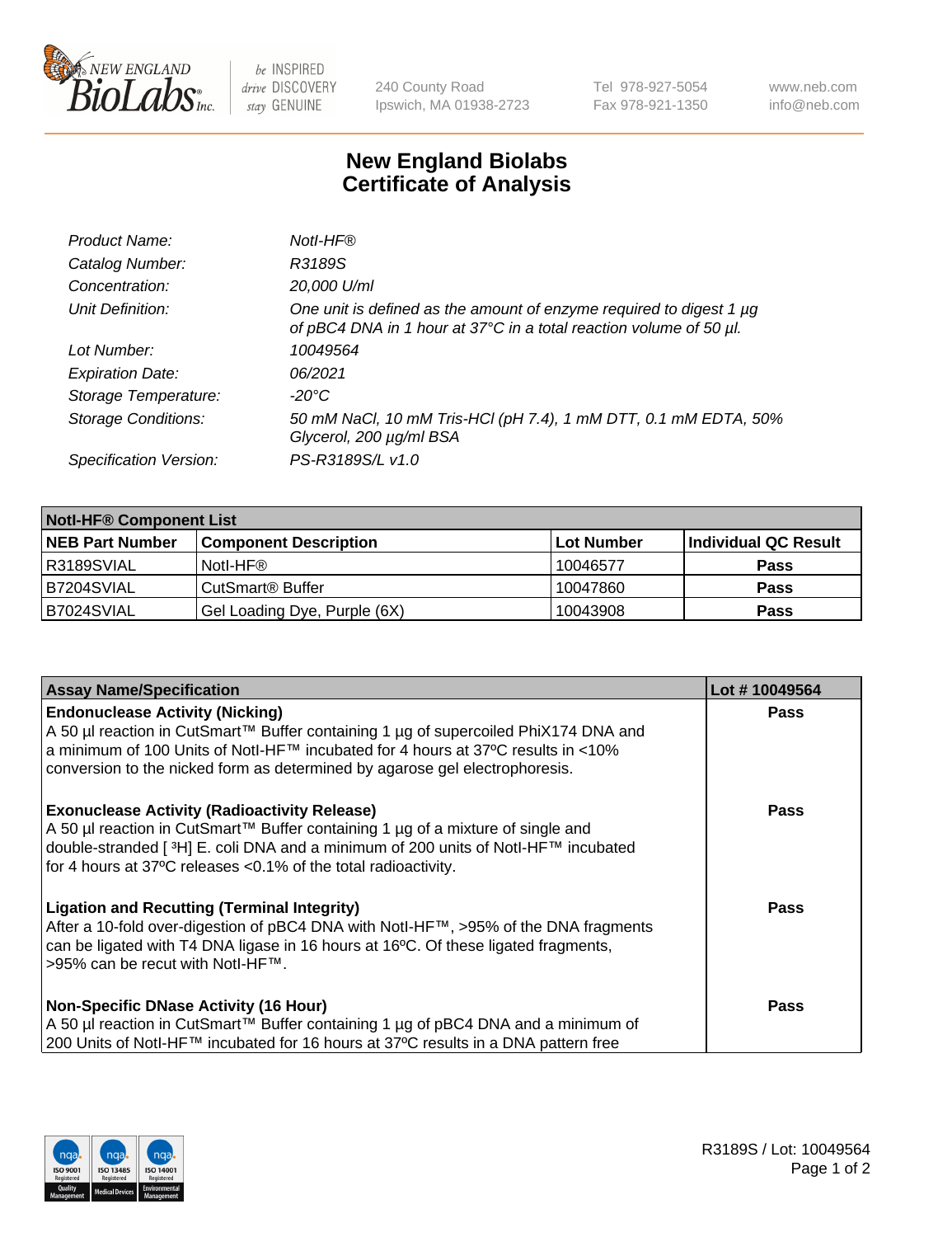# New England Biolabs
# Certificate of Analysis

| | |
|---|---|
| *Product Name:* | *NotI-HF®* |
| *Catalog Number:* | *R3189S* |
| *Concentration:* | *20,000 U/ml* |
| *Unit Definition:* | *One unit is defined as the amount of enzyme required to digest 1 µg of pBC4 DNA in 1 hour at 37°C in a total reaction volume of 50 µl.* |
| *Lot Number:* | *10049564* |
| *Expiration Date:* | *06/2021* |
| *Storage Temperature:* | *-20°C* |
| *Storage Conditions:* | *50 mM NaCl, 10 mM Tris-HCl (pH 7.4), 1 mM DTT, 0.1 mM EDTA, 50% Glycerol, 200 µg/ml BSA* |
| *Specification Version:* | *PS-R3189S/L v1.0* |

| **NotI-HF® Component List** | | | |
|---|---|---|---|
| **NEB Part Number** | **Component Description** | **Lot Number** | **Individual QC Result** |
| R3189SVIAL | NotI-HF® | 10046577 | **Pass** |
| B7204SVIAL | CutSmart® Buffer | 10047860 | **Pass** |
| B7024SVIAL | Gel Loading Dye, Purple (6X) | 10043908 | **Pass** |

| **Assay Name/Specification** | **Lot # 10049564** |
|---|---|
| **Endonuclease Activity (Nicking)**<br>A 50 µl reaction in CutSmart™ Buffer containing 1 µg of supercoiled PhiX174 DNA and a minimum of 100 Units of NotI-HF™ incubated for 4 hours at 37ºC results in <10% conversion to the nicked form as determined by agarose gel electrophoresis. | **Pass** |
| **Exonuclease Activity (Radioactivity Release)**<br>A 50 µl reaction in CutSmart™ Buffer containing 1 µg of a mixture of single and double-stranded [ $^{3}$H] E. coli DNA and a minimum of 200 units of NotI-HF™ incubated for 4 hours at 37ºC releases <0.1% of the total radioactivity. | **Pass** |
| **Ligation and Recutting (Terminal Integrity)**<br>After a 10-fold over-digestion of pBC4 DNA with NotI-HF™, >95% of the DNA fragments can be ligated with T4 DNA ligase in 16 hours at 16ºC. Of these ligated fragments, >95% can be recut with NotI-HF™. | **Pass** |
| **Non-Specific DNase Activity (16 Hour)**<br>A 50 µl reaction in CutSmart™ Buffer containing 1 µg of pBC4 DNA and a minimum of 200 Units of NotI-HF™ incubated for 16 hours at 37ºC results in a DNA pattern free | **Pass** |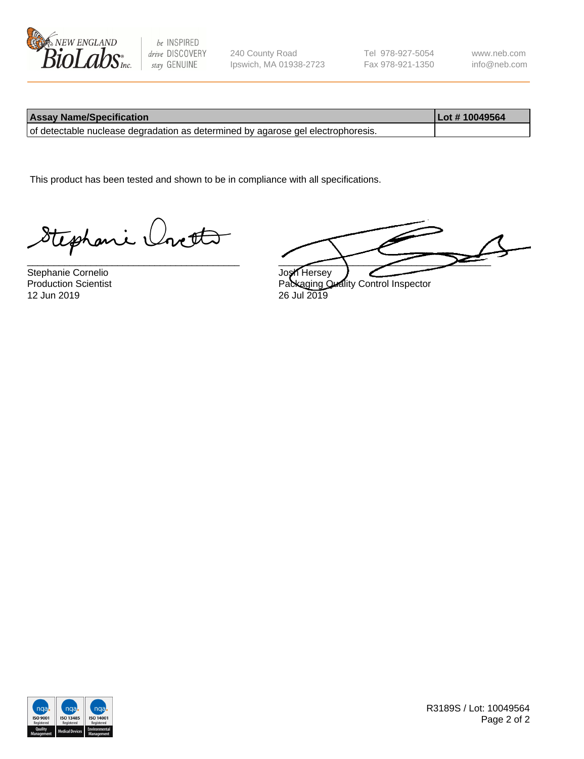| Assay Name/Specification | Lot # 10049564 |
| --- | --- |
| of detectable nuclease degradation as determined by agarose gel electrophoresis. | |

This product has been tested and shown to be in compliance with all specifications.

Stephanie Cornelio
Production Scientist
12 Jun 2019

Josh Hersey
Packaging Quality Control Inspector
26 Jul 2019

R3189S / Lot: 10049564